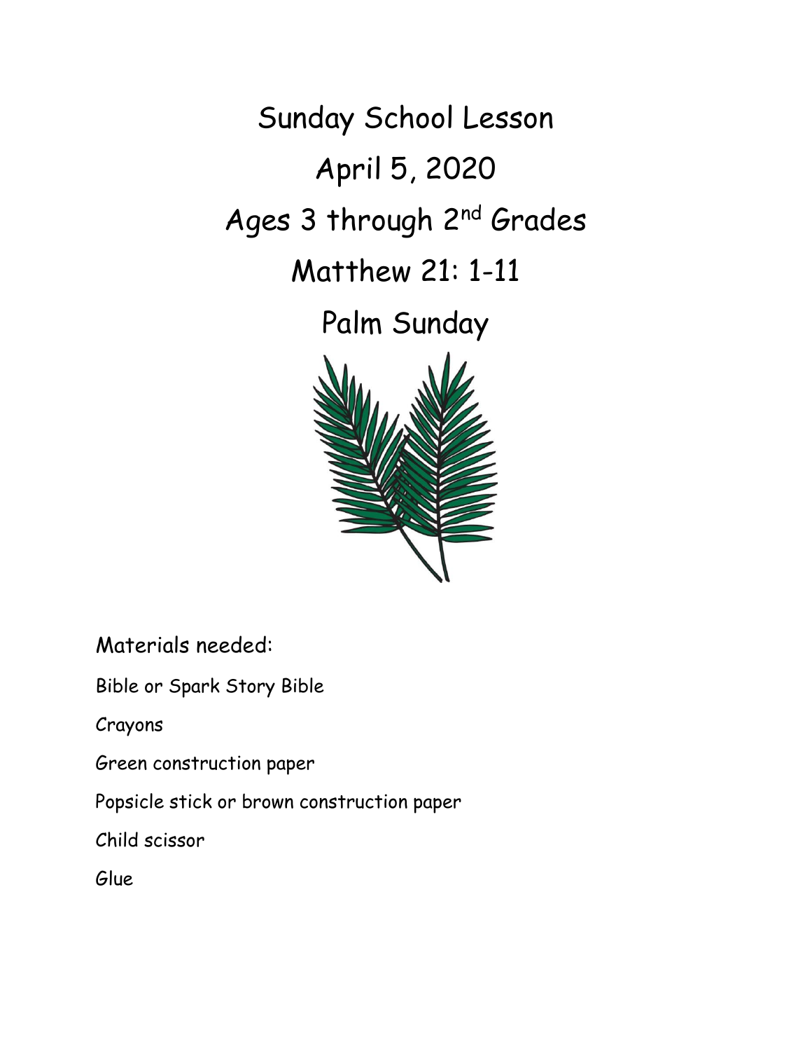# Sunday School Lesson

# April 5, 2020

# Ages 3 through 2nd Grades

# Matthew 21: 1-11

# Palm Sunday

Materials needed:

Bible or Spark Story Bible

Crayons

Green construction paper

Popsicle stick or brown construction paper

Child scissor

Glue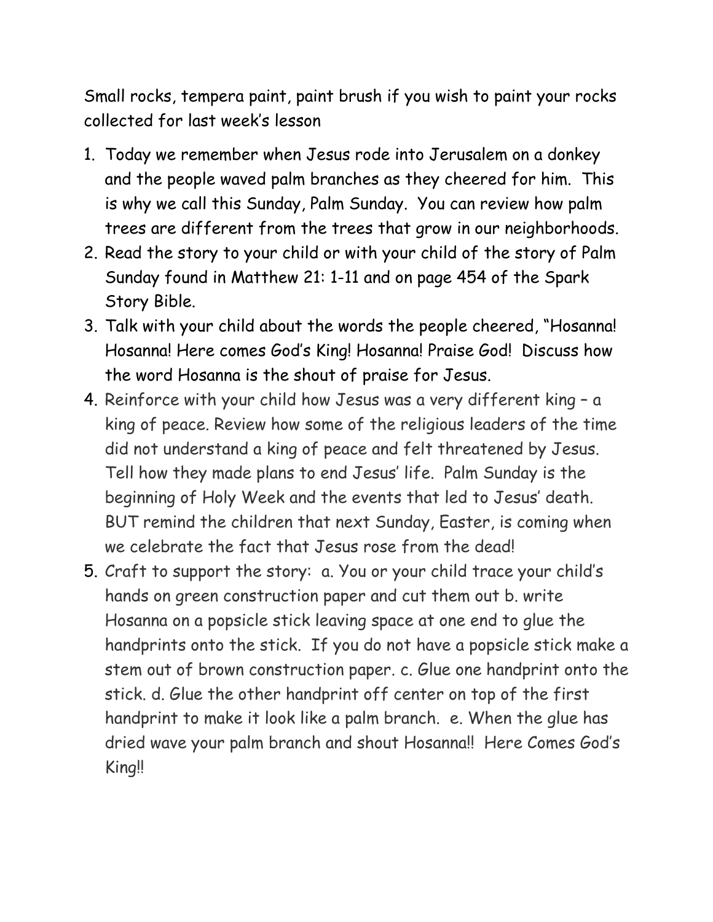Small rocks, tempera paint, paint brush if you wish to paint your rocks collected for last week's lesson

1. Today we remember when Jesus rode into Jerusalem on a donkey and the people waved palm branches as they cheered for him. This is why we call this Sunday, Palm Sunday. You can review how palm trees are different from the trees that grow in our neighborhoods.
2. Read the story to your child or with your child of the story of Palm Sunday found in Matthew 21: 1-11 and on page 454 of the Spark Story Bible.
3. Talk with your child about the words the people cheered, "Hosanna! Hosanna! Here comes God's King! Hosanna! Praise God! Discuss how the word Hosanna is the shout of praise for Jesus.
4. Reinforce with your child how Jesus was a very different king – a king of peace. Review how some of the religious leaders of the time did not understand a king of peace and felt threatened by Jesus. Tell how they made plans to end Jesus' life. Palm Sunday is the beginning of Holy Week and the events that led to Jesus' death. BUT remind the children that next Sunday, Easter, is coming when we celebrate the fact that Jesus rose from the dead!
5. Craft to support the story: a. You or your child trace your child's hands on green construction paper and cut them out b. write Hosanna on a popsicle stick leaving space at one end to glue the handprints onto the stick. If you do not have a popsicle stick make a stem out of brown construction paper. c. Glue one handprint onto the stick. d. Glue the other handprint off center on top of the first handprint to make it look like a palm branch. e. When the glue has dried wave your palm branch and shout Hosanna!! Here Comes God's King!!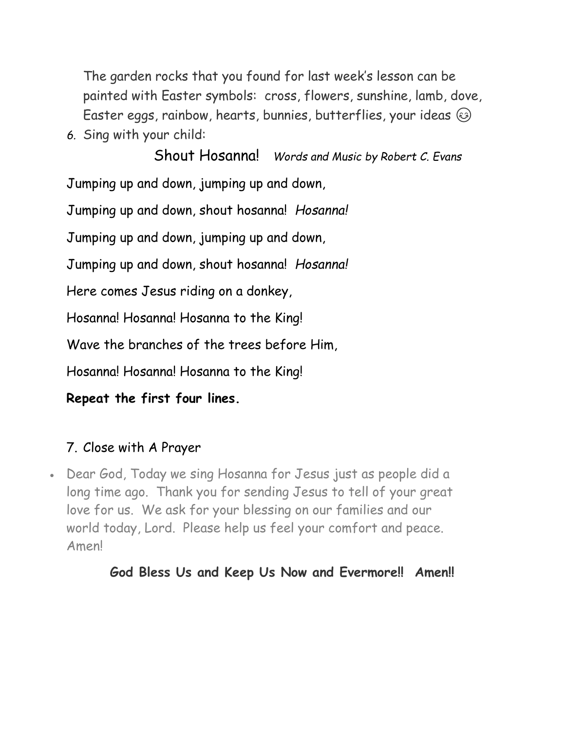The garden rocks that you found for last week's lesson can be painted with Easter symbols: cross, flowers, sunshine, lamb, dove, Easter eggs, rainbow, hearts, bunnies, butterflies, your ideas 😊

6. Sing with your child:

Shout Hosanna! *Words and Music by Robert C. Evans*

Jumping up and down, jumping up and down,

Jumping up and down, shout hosanna! *Hosanna!*

Jumping up and down, jumping up and down,

Jumping up and down, shout hosanna! *Hosanna!*

Here comes Jesus riding on a donkey,

Hosanna! Hosanna! Hosanna to the King!

Wave the branches of the trees before Him,

Hosanna! Hosanna! Hosanna to the King!

**Repeat the first four lines.**

7. Close with A Prayer

- Dear God, Today we sing Hosanna for Jesus just as people did a long time ago. Thank you for sending Jesus to tell of your great love for us. We ask for your blessing on our families and our world today, Lord. Please help us feel your comfort and peace. Amen!

**God Bless Us and Keep Us Now and Evermore!! Amen!!**